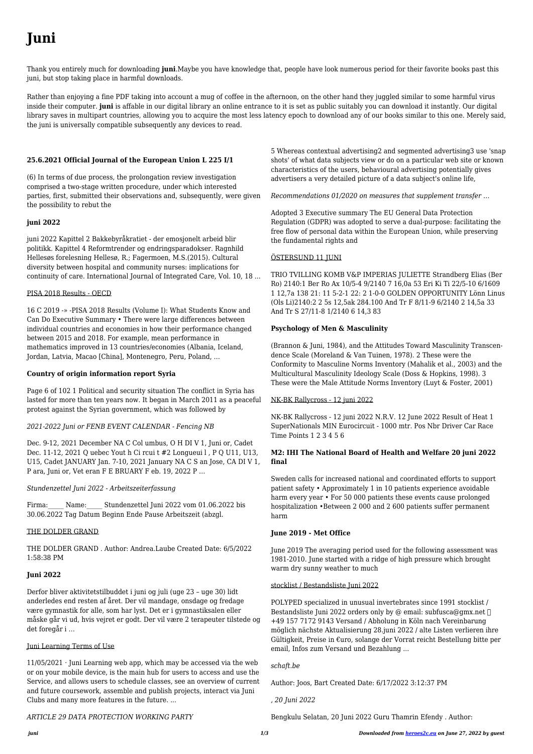# Juni

Thank you entirely much for downloading **juni**.Maybe you have knowledge that, people have look numerous period for their favorite books past this juni, but stop taking place in harmful downloads.

Rather than enjoying a fine PDF taking into account a mug of coffee in the afternoon, on the other hand they juggled similar to some harmful virus inside their computer. **juni** is affable in our digital library an online entrance to it is set as public suitably you can download it instantly. Our digital library saves in multipart countries, allowing you to acquire the most less latency epoch to download any of our books similar to this one. Merely said, the juni is universally compatible subsequently any devices to read.

### 25.6.2021 Official Journal of the European Union L 225 I/1

(6) In terms of due process, the prolongation review investigation comprised a two-stage written procedure, under which interested parties, first, submitted their observations and, subsequently, were given the possibility to rebut the

### juni 2022

juni 2022 Kapittel 2 Bakkebyråkratiet - der emosjonelt arbeid blir politikk. Kapittel 4 Reformtrender og endringsparadokser. Ragnhild Hellesøs forelesning Hellesø, R.; Fagermoen, M.S.(2015). Cultural diversity between hospital and community nurses: implications for continuity of care. International Journal of Integrated Care, Vol. 10, 18 ...

PISA 2018 Results - OECD

16 C 2019 -» -PISA 2018 Results (Volume I): What Students Know and Can Do Executive Summary • There were large differences between individual countries and economies in how their performance changed between 2015 and 2018. For example, mean performance in mathematics improved in 13 countries/economies (Albania, Iceland, Jordan, Latvia, Macao [China], Montenegro, Peru, Poland, ...

### Country of origin information report Syria

Page 6 of 102 1 Political and security situation The conflict in Syria has lasted for more than ten years now. It began in March 2011 as a peaceful protest against the Syrian government, which was followed by

*2021-2022 Juni or FENB EVENT CALENDAR - Fencing NB*

Dec. 9-12, 2021 December NA C Col umbus, O H DI V 1, Juni or, Cadet Dec. 11-12, 2021 Q uebec Yout h Ci rcui t #2 Longueui l , P Q U11, U13, U15, Cadet JANUARY Jan. 7-10, 2021 January NA C S an Jose, CA DI V 1, P ara, Juni or, Vet eran F E BRUARY F eb. 19, 2022 P ...

*Stundenzettel Juni 2022 - Arbeitszeiterfassung*

Firma:_____ Name:_____ Stundenzettel Juni 2022 vom 01.06.2022 bis 30.06.2022 Tag Datum Beginn Ende Pause Arbeitszeit (abzgl.

THE DOLDER GRAND

THE DOLDER GRAND . Author: Andrea.Laube Created Date: 6/5/2022 1:58:38 PM

### Juni 2022

Derfor bliver aktivitetstilbuddet i juni og juli (uge 23 – uge 30) lidt anderledes end resten af året. Der vil mandage, onsdage og fredage være gymnastik for alle, som har lyst. Det er i gymnastiksalen eller måske går vi ud, hvis vejret er godt. Der vil være 2 terapeuter tilstede og det foregår i ...

Juni Learning Terms of Use

11/05/2021 · Juni Learning web app, which may be accessed via the web or on your mobile device, is the main hub for users to access and use the Service, and allows users to schedule classes, see an overview of current and future coursework, assemble and publish projects, interact via Juni Clubs and many more features in the future. ...

*ARTICLE 29 DATA PROTECTION WORKING PARTY*

5 Whereas contextual advertising2 and segmented advertising3 use 'snap shots' of what data subjects view or do on a particular web site or known characteristics of the users, behavioural advertising potentially gives advertisers a very detailed picture of a data subject's online life,

*Recommendations 01/2020 on measures that supplement transfer ...*

Adopted 3 Executive summary The EU General Data Protection Regulation (GDPR) was adopted to serve a dual-purpose: facilitating the free flow of personal data within the European Union, while preserving the fundamental rights and

ÖSTERSUND 11 JUNI

TRIO TVILLING KOMB V&P IMPERIAS JULIETTE Strandberg Elias (Ber Ro) 2140:1 Ber Ro Ax 10/5-4 9/2140 7 16,0a 53 Eri Ki Ti 22/5-10 6/1609 1 12,7a 138 21: 11 5-2-1 22: 2 1-0-0 GOLDEN OPPORTUNITY Lönn Linus (Ols Li)2140:2 2 5s 12,5ak 284.100 And Tr F 8/11-9 6/2140 2 14,5a 33 And Tr S 27/11-8 1/2140 6 14,3 83

### Psychology of Men & Masculinity

(Brannon & Juni, 1984), and the Attitudes Toward Masculinity Transcendence Scale (Moreland & Van Tuinen, 1978). 2 These were the Conformity to Masculine Norms Inventory (Mahalik et al., 2003) and the Multicultural Masculinity Ideology Scale (Doss & Hopkins, 1998). 3 These were the Male Attitude Norms Inventory (Luyt & Foster, 2001)

NK-BK Rallycross - 12 juni 2022

NK-BK Rallycross - 12 juni 2022 N.R.V. 12 June 2022 Result of Heat 1 SuperNationals MIN Eurocircuit - 1000 mtr. Pos Nbr Driver Car Race Time Points 1 2 3 4 5 6

### M2: IHI The National Board of Health and Welfare 20 juni 2022 final

Sweden calls for increased national and coordinated efforts to support patient safety • Approximately 1 in 10 patients experience avoidable harm every year • For 50 000 patients these events cause prolonged hospitalization •Between 2 000 and 2 600 patients suffer permanent harm

### June 2019 - Met Office

June 2019 The averaging period used for the following assessment was 1981-2010. June started with a ridge of high pressure which brought warm dry sunny weather to much

stocklist / Bestandsliste Juni 2022

POLYPED specialized in unusual invertebrates since 1991 stocklist / Bestandsliste Juni 2022 orders only by @ email: subfusca@gmx.net  +49 157 7172 9143 Versand / Abholung in Köln nach Vereinbarung möglich nächste Aktualisierung 28.juni 2022 / alte Listen verlieren ihre Gültigkeit, Preise in €uro, solange der Vorrat reicht Bestellung bitte per email, Infos zum Versand und Bezahlung ...

*schaft.be*

Author: Joos, Bart Created Date: 6/17/2022 3:12:37 PM

*, 20 Juni 2022*

Bengkulu Selatan, 20 Juni 2022 Guru Thamrin Efendy . Author: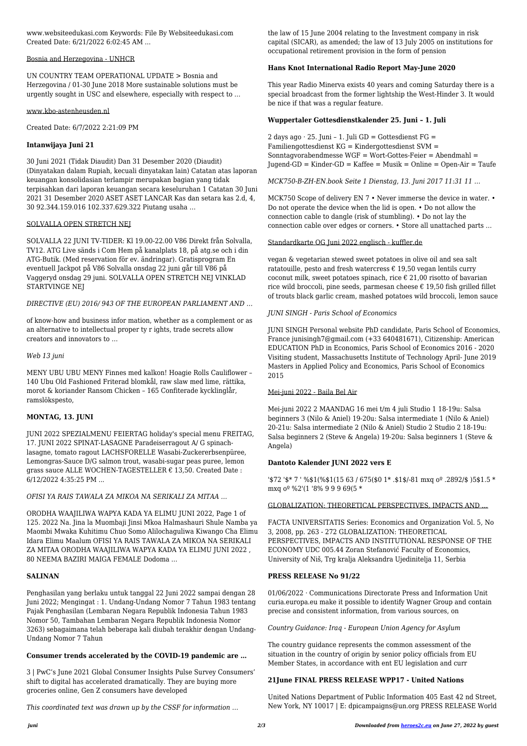www.websiteedukasi.com Keywords: File By Websiteedukasi.com Created Date: 6/21/2022 6:02:45 AM ...

Bosnia and Herzegovina - UNHCR

UN COUNTRY TEAM OPERATIONAL UPDATE > Bosnia and Herzegovina / 01-30 June 2018 More sustainable solutions must be urgently sought in USC and elsewhere, especially with respect to …

www.kbo-astenheusden.nl

Created Date: 6/7/2022 2:21:09 PM

### Intanwijaya Juni 21

30 Juni 2021 (Tidak Diaudit) Dan 31 Desember 2020 (Diaudit) (Dinyatakan dalam Rupiah, kecuali dinyatakan lain) Catatan atas laporan keuangan konsolidasian terlampir merupakan bagian yang tidak terpisahkan dari laporan keuangan secara keseluruhan 1 Catatan 30 Juni 2021 31 Desember 2020 ASET ASET LANCAR Kas dan setara kas 2.d, 4, 30 92.344.159.016 102.337.629.322 Piutang usaha …

SOLVALLA OPEN STRETCH NEJ

SOLVALLA 22 JUNI TV-TIDER: Kl 19.00-22.00 V86 Direkt från Solvalla, TV12. ATG Live sänds i Com Hem på kanalplats 18, på atg.se och i din ATG-Butik. (Med reservation för ev. ändringar). Gratisprogram En eventuell Jackpot på V86 Solvalla onsdag 22 juni går till V86 på Vaggeryd onsdag 29 juni. SOLVALLA OPEN STRETCH NEJ VINKLAD STARTVINGE NEJ

*DIRECTIVE (EU) 2016/ 943 OF THE EUROPEAN PARLIAMENT AND …*

of know-how and business infor mation, whether as a complement or as an alternative to intellectual proper ty r ights, trade secrets allow creators and innovators to …

*Web 13 juni*

MENY UBU UBU MENY Finnes med kalkon! Hoagie Rolls Cauliflower – 140 Ubu Old Fashioned Friterad blomkål, raw slaw med lime, rättika, morot & koriander Ransom Chicken – 165 Confiterade kycklinglår, ramslökspesto,

### MONTAG, 13. JUNI

JUNI 2022 SPEZIALMENU FEIERTAG holiday's special menu FREITAG, 17. JUNI 2022 SPINAT-LASAGNE Paradeiserragout A/ G spinach-lasagne, tomato ragout LACHSFORELLE Wasabi-Zuckererbsenpüree, Lemongras-Sauce D/G salmon trout, wasabi-sugar peas puree, lemon grass sauce ALLE WOCHEN-TAGESTELLER € 13,50. Created Date : 6/12/2022 4:35:25 PM ...

*OFISI YA RAIS TAWALA ZA MIKOA NA SERIKALI ZA MITAA …*

ORODHA WAAJILIWA WAPYA KADA YA ELIMU JUNI 2022, Page 1 of 125. 2022 Na. Jina la Muombaji Jinsi Mkoa Halmashauri Shule Namba ya Maombi Mwaka Kuhitimu Chuo Somo Alilochaguliwa Kiwango Cha Elimu Idara Elimu Maalum OFISI YA RAIS TAWALA ZA MIKOA NA SERIKALI ZA MITAA ORODHA WAAJILIWA WAPYA KADA YA ELIMU JUNI 2022 , 80 NEEMA BAZIRI MAIGA FEMALE Dodoma …

### SALINAN

Penghasilan yang berlaku untuk tanggal 22 Juni 2022 sampai dengan 28 Juni 2022; Mengingat : 1. Undang-Undang Nomor 7 Tahun 1983 tentang Pajak Penghasilan (Lembaran Negara Republik Indonesia Tahun 1983 Nomor 50, Tambahan Lembaran Negara Republik Indonesia Nomor 3263) sebagaimana telah beberapa kali diubah terakhir dengan Undang-Undang Nomor 7 Tahun

### Consumer trends accelerated by the COVID-19 pandemic are …

3 | PwC's June 2021 Global Consumer Insights Pulse Survey Consumers' shift to digital has accelerated dramatically. They are buying more groceries online, Gen Z consumers have developed

*This coordinated text was drawn up by the CSSF for information …*

the law of 15 June 2004 relating to the Investment company in risk capital (SICAR), as amended; the law of 13 July 2005 on institutions for occupational retirement provision in the form of pension

### Hans Knot International Radio Report May-June 2020

This year Radio Minerva exists 40 years and coming Saturday there is a special broadcast from the former lightship the West-Hinder 3. It would be nice if that was a regular feature.

### Wuppertaler Gottesdienstkalender 25. Juni – 1. Juli

2 days ago · 25. Juni – 1. Juli GD = Gottesdienst FG = Familiengottesdienst KG = Kindergottesdienst SVM = Sonntagvorabendmesse WGF = Wort-Gottes-Feier = Abendmahl = Jugend-GD = Kinder-GD = Kaffee = Musik = Online = Open-Air = Taufe

*MCK750-B-ZH-EN.book Seite 1 Dienstag, 13. Juni 2017 11:31 11 …*

MCK750 Scope of delivery EN 7 • Never immerse the device in water. • Do not operate the device when the lid is open. • Do not allow the connection cable to dangle (risk of stumbling). • Do not lay the connection cable over edges or corners. • Store all unattached parts …

Standardkarte OG Juni 2022 englisch - kuffler.de

vegan & vegetarian stewed sweet potatoes in olive oil and sea salt ratatouille, pesto and fresh watercress € 19,50 vegan lentils curry coconut milk, sweet potatoes spinach, rice € 21,00 risotto of bavarian rice wild broccoli, pine seeds, parmesan cheese € 19,50 fish grilled fillet of trouts black garlic cream, mashed potatoes wild broccoli, lemon sauce

*JUNI SINGH - Paris School of Economics*

JUNI SINGH Personal website PhD candidate, Paris School of Economics, France junisingh7@gmail.com (+33 640481671), Citizenship: American EDUCATION PhD in Economics, Paris School of Economics 2016 - 2020 Visiting student, Massachusetts Institute of Technology April- June 2019 Masters in Applied Policy and Economics, Paris School of Economics 2015

Mei-juni 2022 - Baila Bel Air

Mei-juni 2022 2 MAANDAG 16 mei t/m 4 juli Studio 1 18-19u: Salsa beginners 3 (Nilo & Aniel) 19-20u: Salsa intermediate 1 (Nilo & Aniel) 20-21u: Salsa intermediate 2 (Nilo & Aniel) Studio 2 Studio 2 18-19u: Salsa beginners 2 (Steve & Angela) 19-20u: Salsa beginners 1 (Steve & Angela)

### Dantoto Kalender JUNI 2022 vers E

'$72 '$* 7 ' %$1(%$1(15 63 / 675($0 1* .$1$/-81 mxq oº .2892/$ )5$1.5 * mxq oº %2'(1 '8% 9 9 9 69(5 *

GLOBALIZATION: THEORETICAL PERSPECTIVES, IMPACTS AND …

FACTA UNIVERSITATIS Series: Economics and Organization Vol. 5, No 3, 2008, pp. 263 - 272 GLOBALIZATION: THEORETICAL PERSPECTIVES, IMPACTS AND INSTITUTIONAL RESPONSE OF THE ECONOMY UDC 005.44 Zoran Stefanović Faculty of Economics, University of Niš, Trg kralja Aleksandra Ujedinitelja 11, Serbia

### PRESS RELEASE No 91/22

01/06/2022 · Communications Directorate Press and Information Unit curia.europa.eu make it possible to identify Wagner Group and contain precise and consistent information, from various sources, on

*Country Guidance: Iraq - European Union Agency for Asylum*

The country guidance represents the common assessment of the situation in the country of origin by senior policy officials from EU Member States, in accordance with ent EU legislation and curr

### 21June FINAL PRESS RELEASE WPP17 - United Nations

United Nations Department of Public Information 405 East 42 nd Street, New York, NY 10017 | E: dpicampaigns@un.org PRESS RELEASE World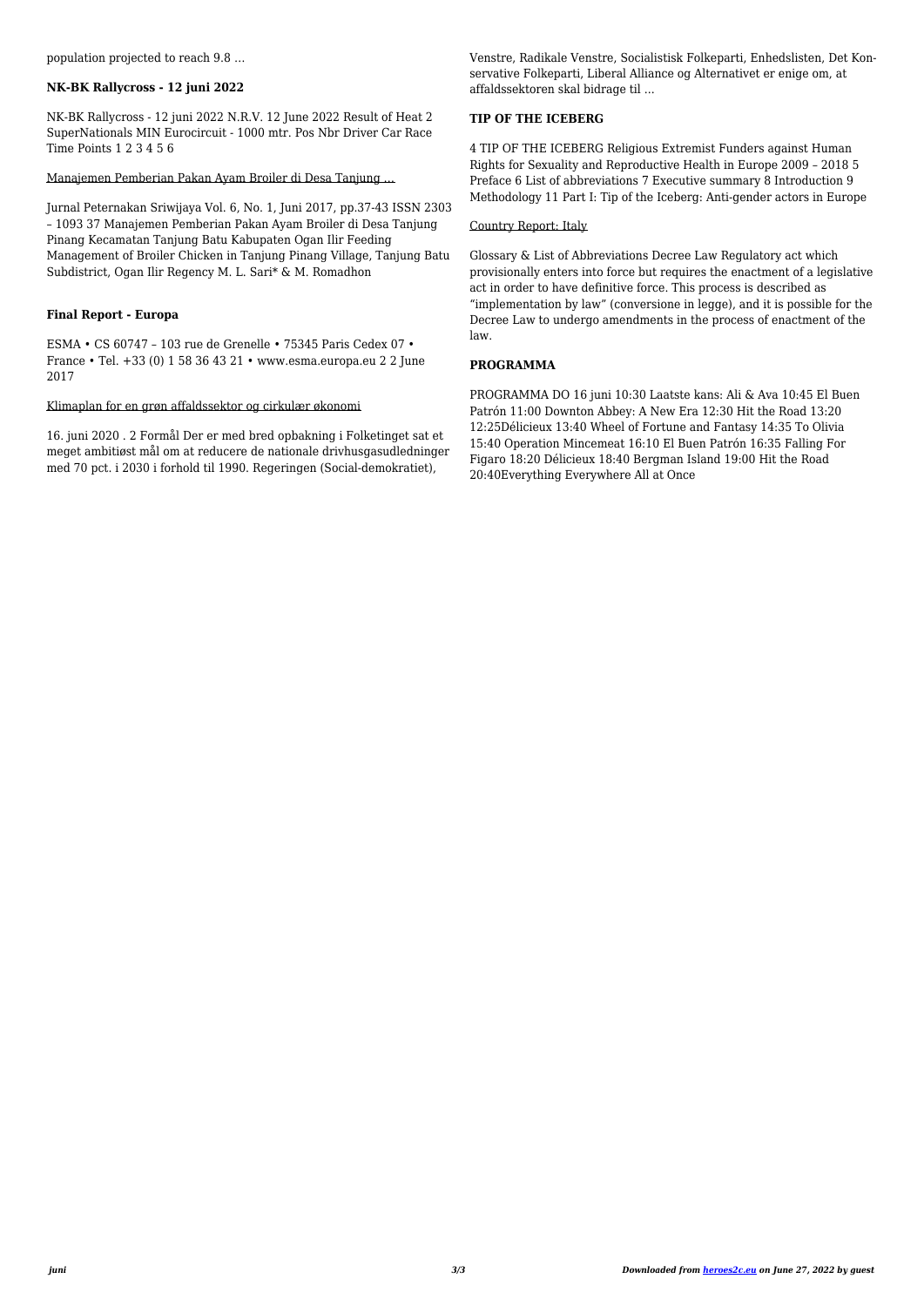population projected to reach 9.8 ...

### NK-BK Rallycross - 12 juni 2022

NK-BK Rallycross - 12 juni 2022 N.R.V. 12 June 2022 Result of Heat 2 SuperNationals MIN Eurocircuit - 1000 mtr. Pos Nbr Driver Car Race Time Points 1 2 3 4 5 6

Manajemen Pemberian Pakan Ayam Broiler di Desa Tanjung ...

Jurnal Peternakan Sriwijaya Vol. 6, No. 1, Juni 2017, pp.37-43 ISSN 2303 – 1093 37 Manajemen Pemberian Pakan Ayam Broiler di Desa Tanjung Pinang Kecamatan Tanjung Batu Kabupaten Ogan Ilir Feeding Management of Broiler Chicken in Tanjung Pinang Village, Tanjung Batu Subdistrict, Ogan Ilir Regency M. L. Sari* & M. Romadhon

### Final Report - Europa

ESMA • CS 60747 – 103 rue de Grenelle • 75345 Paris Cedex 07 • France • Tel. +33 (0) 1 58 36 43 21 • www.esma.europa.eu 2 2 June 2017

Klimaplan for en grøn affaldssektor og cirkulær økonomi

16. juni 2020 . 2 Formål Der er med bred opbakning i Folketinget sat et meget ambitiøst mål om at reducere de nationale drivhusgasudledninger med 70 pct. i 2030 i forhold til 1990. Regeringen (Social-demokratiet), Venstre, Radikale Venstre, Socialistisk Folkeparti, Enhedslisten, Det Konservative Folkeparti, Liberal Alliance og Alternativet er enige om, at affaldssektoren skal bidrage til ...

### TIP OF THE ICEBERG

4 TIP OF THE ICEBERG Religious Extremist Funders against Human Rights for Sexuality and Reproductive Health in Europe 2009 – 2018 5 Preface 6 List of abbreviations 7 Executive summary 8 Introduction 9 Methodology 11 Part I: Tip of the Iceberg: Anti-gender actors in Europe

Country Report: Italy

Glossary & List of Abbreviations Decree Law Regulatory act which provisionally enters into force but requires the enactment of a legislative act in order to have definitive force. This process is described as “implementation by law” (conversione in legge), and it is possible for the Decree Law to undergo amendments in the process of enactment of the law.

### PROGRAMMA

PROGRAMMA DO 16 juni 10:30 Laatste kans: Ali & Ava 10:45 El Buen Patrón 11:00 Downton Abbey: A New Era 12:30 Hit the Road 13:20 12:25Délicieux 13:40 Wheel of Fortune and Fantasy 14:35 To Olivia 15:40 Operation Mincemeat 16:10 El Buen Patrón 16:35 Falling For Figaro 18:20 Délicieux 18:40 Bergman Island 19:00 Hit the Road 20:40Everything Everywhere All at Once